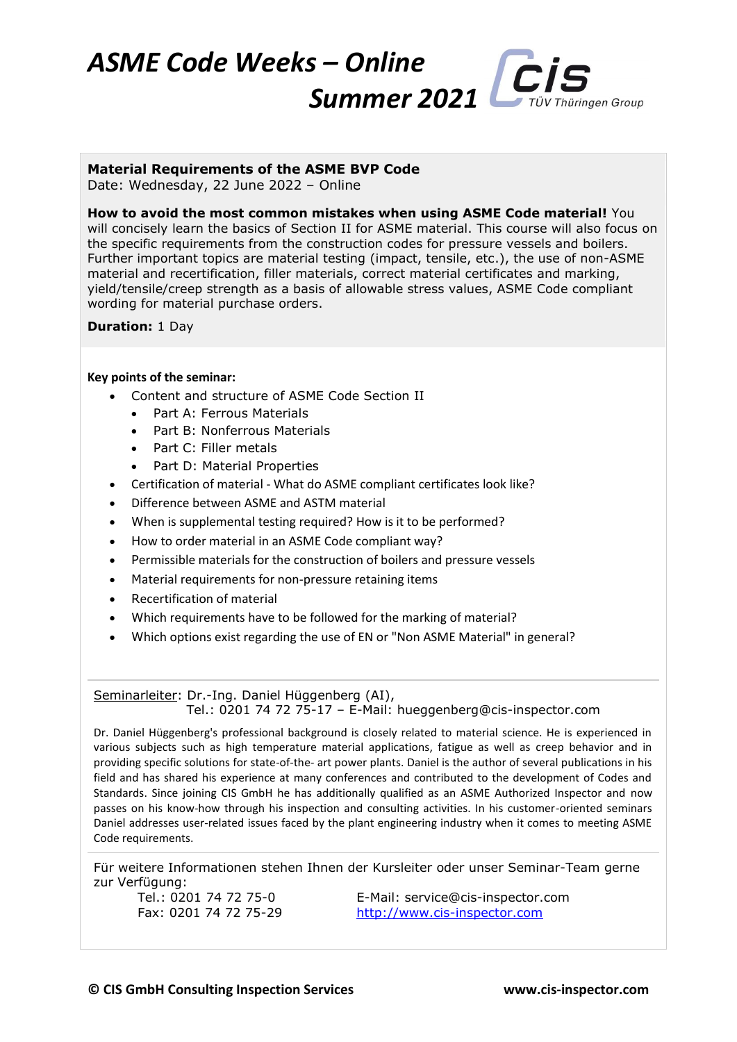# ASME Code Weeks – Online Summer 2021

CIS TÜV Thüringen Group

**Material Requirements of the ASME BVP Code**
Date: Wednesday, 22 June 2022 – Online

**How to avoid the most common mistakes when using ASME Code material!** You will concisely learn the basics of Section II for ASME material. This course will also focus on the specific requirements from the construction codes for pressure vessels and boilers. Further important topics are material testing (impact, tensile, etc.), the use of non-ASME material and recertification, filler materials, correct material certificates and marking, yield/tensile/creep strength as a basis of allowable stress values, ASME Code compliant wording for material purchase orders.

**Duration:** 1 Day

**Key points of the seminar:**

- Content and structure of ASME Code Section II
  - Part A: Ferrous Materials
  - Part B: Nonferrous Materials
  - Part C: Filler metals
  - Part D: Material Properties
- Certification of material - What do ASME compliant certificates look like?
- Difference between ASME and ASTM material
- When is supplemental testing required? How is it to be performed?
- How to order material in an ASME Code compliant way?
- Permissible materials for the construction of boilers and pressure vessels
- Material requirements for non-pressure retaining items
- Recertification of material
- Which requirements have to be followed for the marking of material?
- Which options exist regarding the use of EN or "Non ASME Material" in general?

Seminarleiter: Dr.-Ing. Daniel Hüggenberg (AI),
Tel.: 0201 74 72 75-17 – E-Mail: hueggenberg@cis-inspector.com

Dr. Daniel Hüggenberg's professional background is closely related to material science. He is experienced in various subjects such as high temperature material applications, fatigue as well as creep behavior and in providing specific solutions for state-of-the- art power plants. Daniel is the author of several publications in his field and has shared his experience at many conferences and contributed to the development of Codes and Standards. Since joining CIS GmbH he has additionally qualified as an ASME Authorized Inspector and now passes on his know-how through his inspection and consulting activities. In his customer-oriented seminars Daniel addresses user-related issues faced by the plant engineering industry when it comes to meeting ASME Code requirements.

Für weitere Informationen stehen Ihnen der Kursleiter oder unser Seminar-Team gerne zur Verfügung:

Tel.: 0201 74 72 75-0
Fax: 0201 74 72 75-29
E-Mail: service@cis-inspector.com
http://www.cis-inspector.com

**© CIS GmbH Consulting Inspection Services** **www.cis-inspector.com**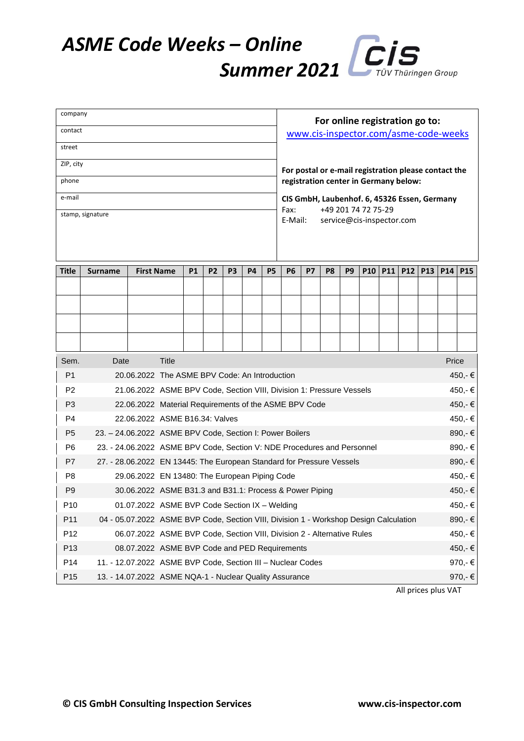// ASME Code Weeks – Online Summer 2021

# ASME Code Weeks – Online
# Summer 2021

CIS TÜV Thüringen Group

| | |
|---|---|
| company | **For online registration go to:** www.cis-inspector.com/asme-code-weeks |
| contact | |
| street | |
| ZIP, city | **For postal or e-mail registration please contact the registration center in Germany below:** |
| phone | |
| e-mail | **CIS GmbH, Laubenhof. 6, 45326 Essen, Germany** Fax: +49 201 74 72 75-29 E-Mail: service@cis-inspector.com |
| stamp, signature | |

| Title | Surname | First Name | P1 | P2 | P3 | P4 | P5 | P6 | P7 | P8 | P9 | P10 | P11 | P12 | P13 | P14 | P15 |
|---|---|---|---|---|---|---|---|---|---|---|---|---|---|---|---|---|---|
| | | | | | | | | | | | | | | | | | |
| | | | | | | | | | | | | | | | | | |
| | | | | | | | | | | | | | | | | | |
| | | | | | | | | | | | | | | | | | |

| Sem. | Date | Title | Price |
|---|---|---|---|
| P1 | 20.06.2022 | The ASME BPV Code: An Introduction | 450,- € |
| P2 | 21.06.2022 | ASME BPV Code, Section VIII, Division 1: Pressure Vessels | 450,- € |
| P3 | 22.06.2022 | Material Requirements of the ASME BPV Code | 450,- € |
| P4 | 22.06.2022 | ASME B16.34: Valves | 450,- € |
| P5 | 23. – 24.06.2022 | ASME BPV Code, Section I: Power Boilers | 890,- € |
| P6 | 23. - 24.06.2022 | ASME BPV Code, Section V: NDE Procedures and Personnel | 890,- € |
| P7 | 27. - 28.06.2022 | EN 13445: The European Standard for Pressure Vessels | 890,- € |
| P8 | 29.06.2022 | EN 13480: The European Piping Code | 450,- € |
| P9 | 30.06.2022 | ASME B31.3 and B31.1: Process & Power Piping | 450,- € |
| P10 | 01.07.2022 | ASME BVP Code Section IX – Welding | 450,- € |
| P11 | 04 - 05.07.2022 | ASME BVP Code, Section VIII, Division 1 - Workshop Design Calculation | 890,- € |
| P12 | 06.07.2022 | ASME BVP Code, Section VIII, Division 2 - Alternative Rules | 450,- € |
| P13 | 08.07.2022 | ASME BVP Code and PED Requirements | 450,- € |
| P14 | 11. - 12.07.2022 | ASME BVP Code, Section III – Nuclear Codes | 970,- € |
| P15 | 13. - 14.07.2022 | ASME NQA-1 - Nuclear Quality Assurance | 970,- € |

All prices plus VAT

**© CIS GmbH Consulting Inspection Services** **www.cis-inspector.com**